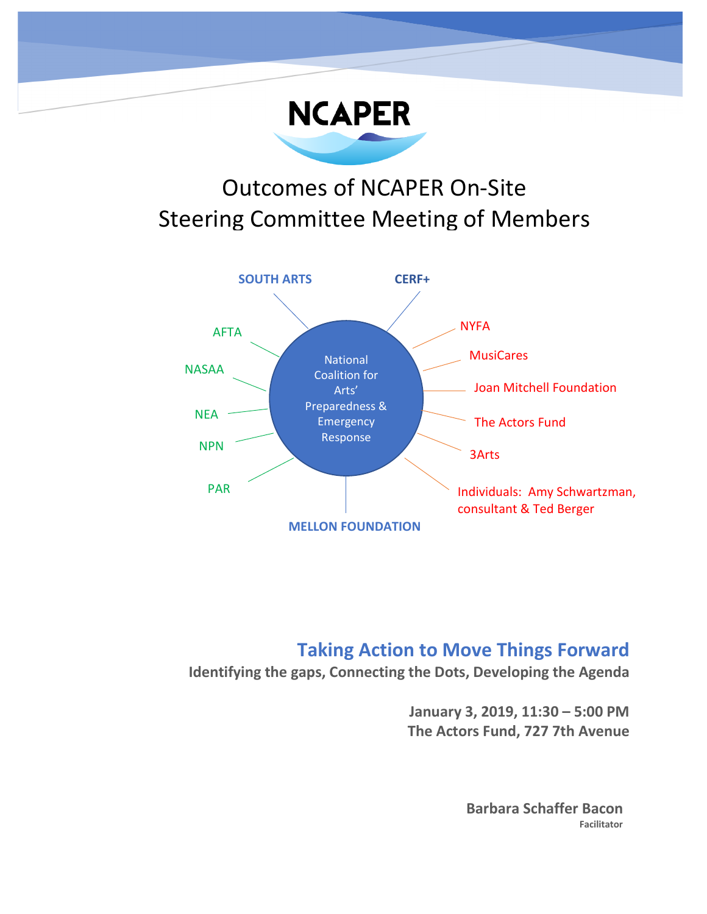# NCAPER

# Outcomes of NCAPER On-Site Steering Committee Meeting of Members

National Coalition for Arts' Preparedness & Emergency Response

SOUTH ARTS

CERF+

NYFA

MusiCares

Joan Mitchell Foundation

The Actors Fund

3Arts

Individuals: Amy Schwartzman, consultant & Ted Berger

MELLON FOUNDATION

PAR

NPN

NEA

NASAA

AFTA

## Taking Action to Move Things Forward

**Identifying the gaps, Connecting the Dots, Developing the Agenda**

**January 3, 2019, 11:30 – 5:00 PM**
**The Actors Fund, 727 7th Avenue**

**Barbara Schaffer Bacon**
**Facilitator**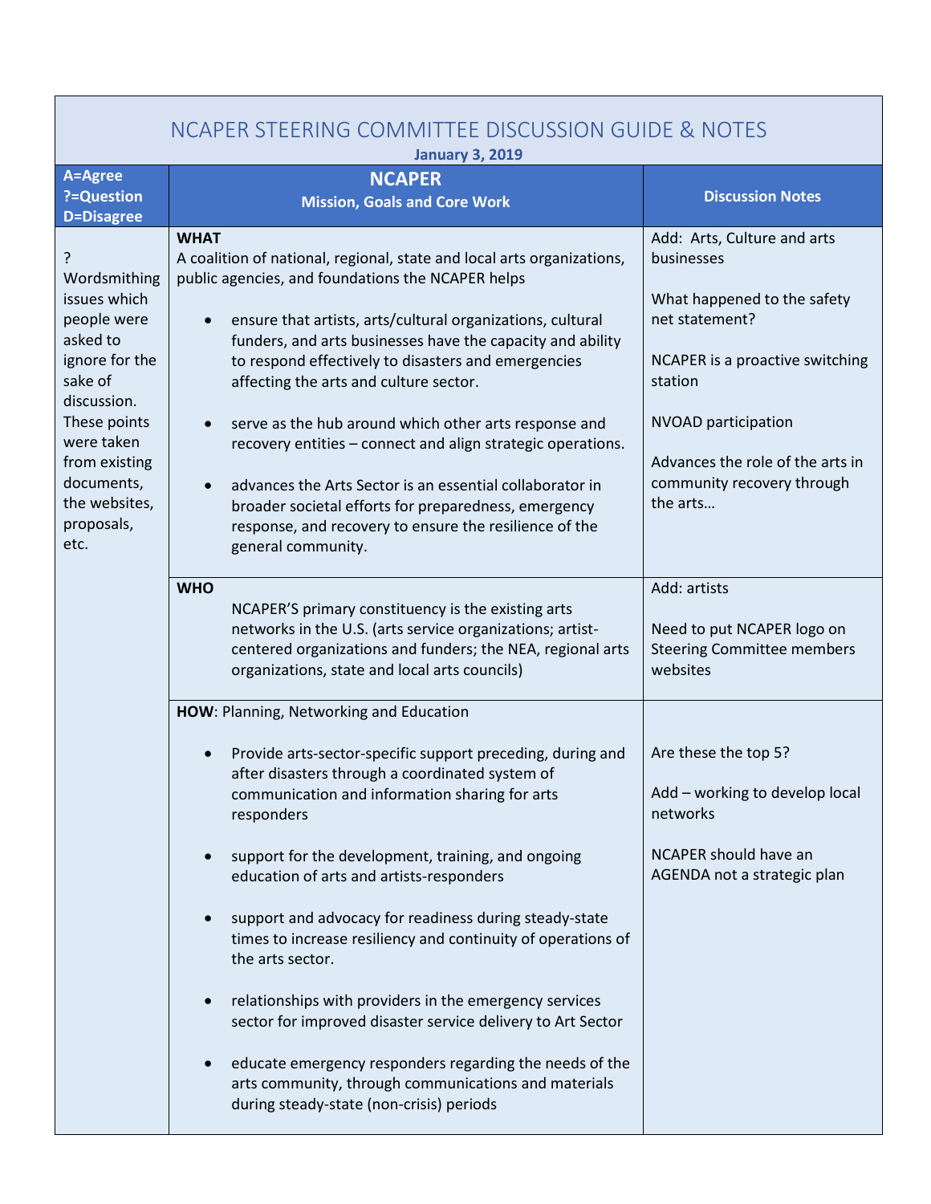# NCAPER STEERING COMMITTEE DISCUSSION GUIDE & NOTES

**January 3, 2019**

| A=Agree<br>?=Question<br>D=Disagree | **NCAPER**<br>**Mission, Goals and Core Work** | **Discussion Notes** |
|---|---|---|
| ?<br>Wordsmithing issues which people were asked to ignore for the sake of discussion. These points were taken from existing documents, the websites, proposals, etc. | **WHAT**<br>A coalition of national, regional, state and local arts organizations, public agencies, and foundations the NCAPER helps<br>• ensure that artists, arts/cultural organizations, cultural funders, and arts businesses have the capacity and ability to respond effectively to disasters and emergencies affecting the arts and culture sector.<br>• serve as the hub around which other arts response and recovery entities – connect and align strategic operations.<br>• advances the Arts Sector is an essential collaborator in broader societal efforts for preparedness, emergency response, and recovery to ensure the resilience of the general community. | Add: Arts, Culture and arts businesses<br><br>What happened to the safety net statement?<br><br>NCAPER is a proactive switching station<br><br>NVOAD participation<br><br>Advances the role of the arts in community recovery through the arts… |
| | **WHO**<br>NCAPER'S primary constituency is the existing arts networks in the U.S. (arts service organizations; artist-centered organizations and funders; the NEA, regional arts organizations, state and local arts councils) | Add: artists<br><br>Need to put NCAPER logo on Steering Committee members websites |
| | **HOW**: Planning, Networking and Education<br>• Provide arts-sector-specific support preceding, during and after disasters through a coordinated system of communication and information sharing for arts responders<br>• support for the development, training, and ongoing education of arts and artists-responders<br>• support and advocacy for readiness during steady-state times to increase resiliency and continuity of operations of the arts sector.<br>• relationships with providers in the emergency services sector for improved disaster service delivery to Art Sector<br>• educate emergency responders regarding the needs of the arts community, through communications and materials during steady-state (non-crisis) periods | Are these the top 5?<br><br>Add – working to develop local networks<br><br>NCAPER should have an AGENDA not a strategic plan |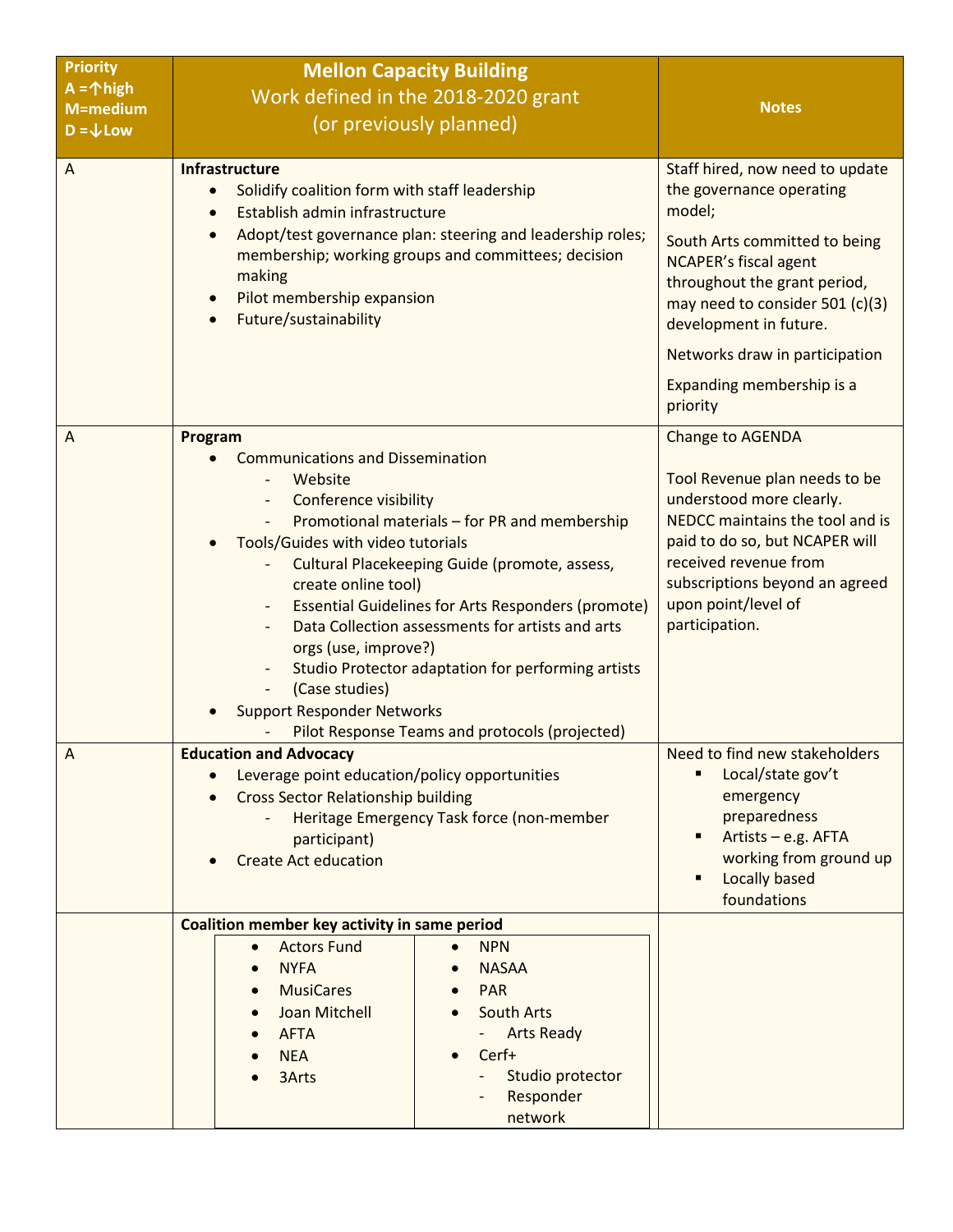| Priority A =↑high M=medium D =↓Low | **Mellon Capacity Building** Work defined in the 2018-2020 grant (or previously planned) | Notes |
|---|---|---|
| A | **Infrastructure**<br>• Solidify coalition form with staff leadership<br>• Establish admin infrastructure<br>• Adopt/test governance plan: steering and leadership roles; membership; working groups and committees; decision making<br>• Pilot membership expansion<br>• Future/sustainability | Staff hired, now need to update the governance operating model;<br><br>South Arts committed to being NCAPER's fiscal agent throughout the grant period, may need to consider 501 (c)(3) development in future.<br><br>Networks draw in participation<br><br>Expanding membership is a priority |
| A | **Program**<br>• Communications and Dissemination<br>  - Website<br>  - Conference visibility<br>  - Promotional materials – for PR and membership<br>• Tools/Guides with video tutorials<br>  - Cultural Placekeeping Guide (promote, assess, create online tool)<br>  - Essential Guidelines for Arts Responders (promote)<br>  - Data Collection assessments for artists and arts orgs (use, improve?)<br>  - Studio Protector adaptation for performing artists<br>  - (Case studies)<br>• Support Responder Networks<br>  - Pilot Response Teams and protocols (projected) | Change to AGENDA<br><br>Tool Revenue plan needs to be understood more clearly. NEDCC maintains the tool and is paid to do so, but NCAPER will received revenue from subscriptions beyond an agreed upon point/level of participation. |
| A | **Education and Advocacy**<br>• Leverage point education/policy opportunities<br>• Cross Sector Relationship building<br>  - Heritage Emergency Task force (non-member participant)<br>• Create Act education | Need to find new stakeholders<br>▪ Local/state gov't emergency preparedness<br>▪ Artists – e.g. AFTA working from ground up<br>▪ Locally based foundations |
| | **Coalition member key activity in same period**<br>• Actors Fund<br>• NYFA<br>• MusiCares<br>• Joan Mitchell<br>• AFTA<br>• NEA<br>• 3Arts<br>• NPN<br>• NASAA<br>• PAR<br>• South Arts<br>  - Arts Ready<br>• Cerf+<br>  - Studio protector<br>  - Responder network | |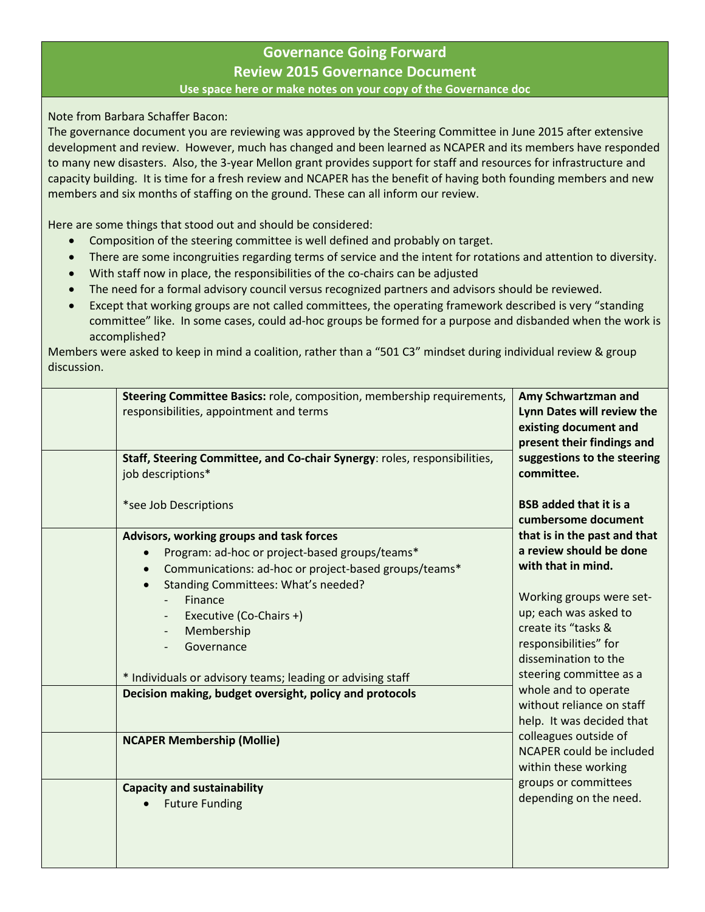## Governance Going Forward
## Review 2015 Governance Document
**Use space here or make notes on your copy of the Governance doc**

Note from Barbara Schaffer Bacon:
The governance document you are reviewing was approved by the Steering Committee in June 2015 after extensive development and review. However, much has changed and been learned as NCAPER and its members have responded to many new disasters. Also, the 3-year Mellon grant provides support for staff and resources for infrastructure and capacity building. It is time for a fresh review and NCAPER has the benefit of having both founding members and new members and six months of staffing on the ground. These can all inform our review.

Here are some things that stood out and should be considered:

- Composition of the steering committee is well defined and probably on target.
- There are some incongruities regarding terms of service and the intent for rotations and attention to diversity.
- With staff now in place, the responsibilities of the co-chairs can be adjusted
- The need for a formal advisory council versus recognized partners and advisors should be reviewed.
- Except that working groups are not called committees, the operating framework described is very "standing committee" like. In some cases, could ad-hoc groups be formed for a purpose and disbanded when the work is accomplished?

Members were asked to keep in mind a coalition, rather than a "501 C3" mindset during individual review & group discussion.

| | | |
|---|---|---|
| | **Steering Committee Basics:** role, composition, membership requirements, responsibilities, appointment and terms | **Amy Schwartzman and Lynn Dates will review the existing document and present their findings and suggestions to the steering committee.**<br><br>**BSB added that it is a cumbersome document that is in the past and that a review should be done with that in mind.**<br><br>Working groups were set-up; each was asked to create its "tasks & responsibilities" for dissemination to the steering committee as a whole and to operate without reliance on staff help. It was decided that colleagues outside of NCAPER could be included within these working groups or committees depending on the need. |
| | **Staff, Steering Committee, and Co-chair Synergy**: roles, responsibilities, job descriptions*<br><br>*see Job Descriptions | |
| | **Advisors, working groups and task forces**<br>• Program: ad-hoc or project-based groups/teams*<br>• Communications: ad-hoc or project-based groups/teams*<br>• Standing Committees: What's needed?<br>  - Finance<br>  - Executive (Co-Chairs +)<br>  - Membership<br>  - Governance<br><br>* Individuals or advisory teams; leading or advising staff | |
| | **Decision making, budget oversight, policy and protocols** | |
| | **NCAPER Membership (Mollie)** | |
| | **Capacity and sustainability**<br>• Future Funding | |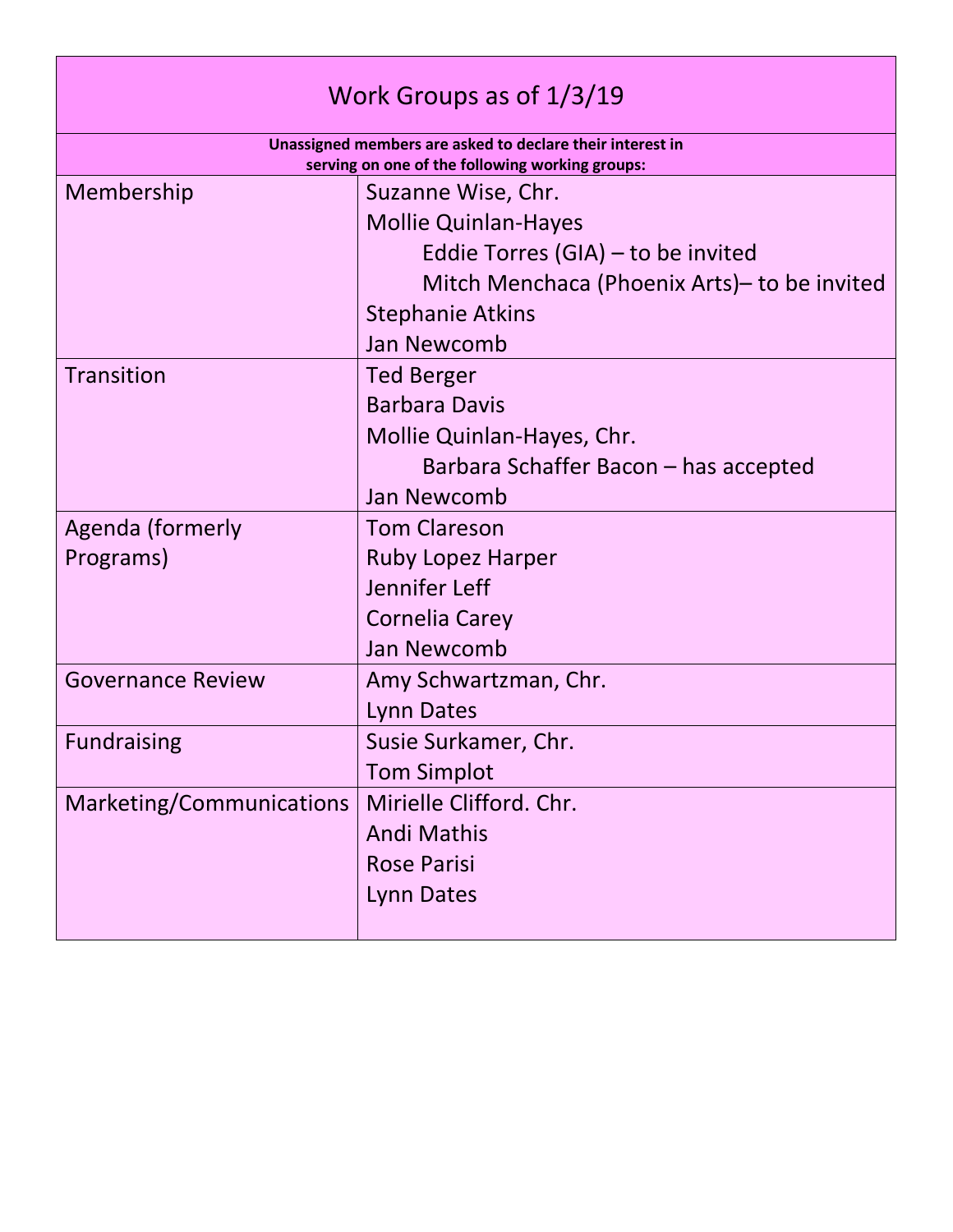| Work Groups as of 1/3/19 | |
|---|---|
| **Unassigned members are asked to declare their interest in serving on one of the following working groups:** | |
| Membership | Suzanne Wise, Chr.<br>Mollie Quinlan-Hayes<br>Eddie Torres (GIA) – to be invited<br>Mitch Menchaca (Phoenix Arts)– to be invited<br>Stephanie Atkins<br>Jan Newcomb |
| Transition | Ted Berger<br>Barbara Davis<br>Mollie Quinlan-Hayes, Chr.<br>Barbara Schaffer Bacon – has accepted<br>Jan Newcomb |
| Agenda (formerly Programs) | Tom Clareson<br>Ruby Lopez Harper<br>Jennifer Leff<br>Cornelia Carey<br>Jan Newcomb |
| Governance Review | Amy Schwartzman, Chr.<br>Lynn Dates |
| Fundraising | Susie Surkamer, Chr.<br>Tom Simplot |
| Marketing/Communications | Mirielle Clifford. Chr.<br>Andi Mathis<br>Rose Parisi<br>Lynn Dates |